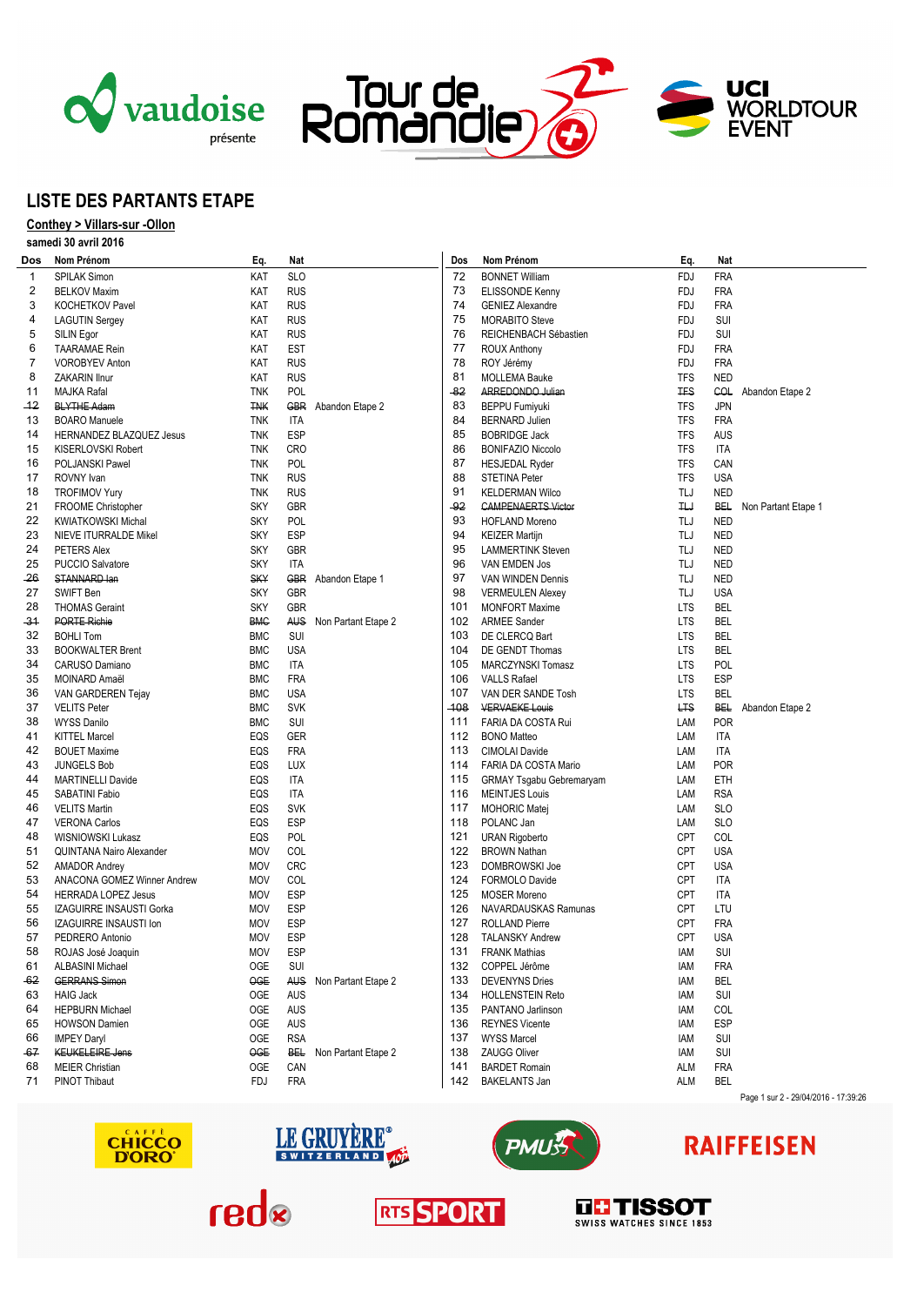# LISTE DES PARTANTS ETAPE

**Conthey > Villars-sur -Ollon**

**samedi 30 avril 2016**

| Dos | Nom Prénom | Eq. | Nat | |
|---|---|---|---|---|
| 1 | SPILAK Simon | KAT | SLO | |
| 2 | BELKOV Maxim | KAT | RUS | |
| 3 | KOCHETKOV Pavel | KAT | RUS | |
| 4 | LAGUTIN Sergey | KAT | RUS | |
| 5 | SILIN Egor | KAT | RUS | |
| 6 | TAARAMAE Rein | KAT | EST | |
| 7 | VOROBYEV Anton | KAT | RUS | |
| 8 | ZAKARIN Ilnur | KAT | RUS | |
| 11 | MAJKA Rafal | TNK | POL | |
| ~~12~~ | ~~BLYTHE Adam~~ | ~~TNK~~ | ~~GBR~~ | Abandon Etape 2 |
| 13 | BOARO Manuele | TNK | ITA | |
| 14 | HERNANDEZ BLAZQUEZ Jesus | TNK | ESP | |
| 15 | KISERLOVSKI Robert | TNK | CRO | |
| 16 | POLJANSKI Pawel | TNK | POL | |
| 17 | ROVNY Ivan | TNK | RUS | |
| 18 | TROFIMOV Yury | TNK | RUS | |
| 21 | FROOME Christopher | SKY | GBR | |
| 22 | KWIATKOWSKI Michal | SKY | POL | |
| 23 | NIEVE ITURRALDE Mikel | SKY | ESP | |
| 24 | PETERS Alex | SKY | GBR | |
| 25 | PUCCIO Salvatore | SKY | ITA | |
| ~~26~~ | ~~STANNARD Ian~~ | ~~SKY~~ | ~~GBR~~ | Abandon Etape 1 |
| 27 | SWIFT Ben | SKY | GBR | |
| 28 | THOMAS Geraint | SKY | GBR | |
| ~~31~~ | ~~PORTE Richie~~ | ~~BMC~~ | ~~AUS~~ | Non Partant Etape 2 |
| 32 | BOHLI Tom | BMC | SUI | |
| 33 | BOOKWALTER Brent | BMC | USA | |
| 34 | CARUSO Damiano | BMC | ITA | |
| 35 | MOINARD Amaël | BMC | FRA | |
| 36 | VAN GARDEREN Tejay | BMC | USA | |
| 37 | VELITS Peter | BMC | SVK | |
| 38 | WYSS Danilo | BMC | SUI | |
| 41 | KITTEL Marcel | EQS | GER | |
| 42 | BOUET Maxime | EQS | FRA | |
| 43 | JUNGELS Bob | EQS | LUX | |
| 44 | MARTINELLI Davide | EQS | ITA | |
| 45 | SABATINI Fabio | EQS | ITA | |
| 46 | VELITS Martin | EQS | SVK | |
| 47 | VERONA Carlos | EQS | ESP | |
| 48 | WISNIOWSKI Lukasz | EQS | POL | |
| 51 | QUINTANA Nairo Alexander | MOV | COL | |
| 52 | AMADOR Andrey | MOV | CRC | |
| 53 | ANACONA GOMEZ Winner Andrew | MOV | COL | |
| 54 | HERRADA LOPEZ Jesus | MOV | ESP | |
| 55 | IZAGUIRRE INSAUSTI Gorka | MOV | ESP | |
| 56 | IZAGUIRRE INSAUSTI Ion | MOV | ESP | |
| 57 | PEDRERO Antonio | MOV | ESP | |
| 58 | ROJAS José Joaquin | MOV | ESP | |
| 61 | ALBASINI Michael | OGE | SUI | |
| ~~62~~ | ~~GERRANS Simon~~ | ~~OGE~~ | ~~AUS~~ | Non Partant Etape 2 |
| 63 | HAIG Jack | OGE | AUS | |
| 64 | HEPBURN Michael | OGE | AUS | |
| 65 | HOWSON Damien | OGE | AUS | |
| 66 | IMPEY Daryl | OGE | RSA | |
| ~~67~~ | ~~KEUKELEIRE Jens~~ | ~~OGE~~ | ~~BEL~~ | Non Partant Etape 2 |
| 68 | MEIER Christian | OGE | CAN | |
| 71 | PINOT Thibaut | FDJ | FRA | |
| 72 | BONNET William | FDJ | FRA | |
| 73 | ELISSONDE Kenny | FDJ | FRA | |
| 74 | GENIEZ Alexandre | FDJ | FRA | |
| 75 | MORABITO Steve | FDJ | SUI | |
| 76 | REICHENBACH Sébastien | FDJ | SUI | |
| 77 | ROUX Anthony | FDJ | FRA | |
| 78 | ROY Jérémy | FDJ | FRA | |
| 81 | MOLLEMA Bauke | TFS | NED | |
| ~~82~~ | ~~ARREDONDO Julian~~ | ~~TFS~~ | ~~COL~~ | Abandon Etape 2 |
| 83 | BEPPU Fumiyuki | TFS | JPN | |
| 84 | BERNARD Julien | TFS | FRA | |
| 85 | BOBRIDGE Jack | TFS | AUS | |
| 86 | BONIFAZIO Niccolo | TFS | ITA | |
| 87 | HESJEDAL Ryder | TFS | CAN | |
| 88 | STETINA Peter | TFS | USA | |
| 91 | KELDERMAN Wilco | TLJ | NED | |
| ~~92~~ | ~~CAMPENAERTS Victor~~ | ~~TLJ~~ | ~~BEL~~ | Non Partant Etape 1 |
| 93 | HOFLAND Moreno | TLJ | NED | |
| 94 | KEIZER Martijn | TLJ | NED | |
| 95 | LAMMERTINK Steven | TLJ | NED | |
| 96 | VAN EMDEN Jos | TLJ | NED | |
| 97 | VAN WINDEN Dennis | TLJ | NED | |
| 98 | VERMEULEN Alexey | TLJ | USA | |
| 101 | MONFORT Maxime | LTS | BEL | |
| 102 | ARMEE Sander | LTS | BEL | |
| 103 | DE CLERCQ Bart | LTS | BEL | |
| 104 | DE GENDT Thomas | LTS | BEL | |
| 105 | MARCZYNSKI Tomasz | LTS | POL | |
| 106 | VALLS Rafael | LTS | ESP | |
| 107 | VAN DER SANDE Tosh | LTS | BEL | |
| ~~108~~ | ~~VERVAEKE Louis~~ | ~~LTS~~ | ~~BEL~~ | Abandon Etape 2 |
| 111 | FARIA DA COSTA Rui | LAM | POR | |
| 112 | BONO Matteo | LAM | ITA | |
| 113 | CIMOLAI Davide | LAM | ITA | |
| 114 | FARIA DA COSTA Mario | LAM | POR | |
| 115 | GRMAY Tsgabu Gebremaryam | LAM | ETH | |
| 116 | MEINTJES Louis | LAM | RSA | |
| 117 | MOHORIC Matej | LAM | SLO | |
| 118 | POLANC Jan | LAM | SLO | |
| 121 | URAN Rigoberto | CPT | COL | |
| 122 | BROWN Nathan | CPT | USA | |
| 123 | DOMBROWSKI Joe | CPT | USA | |
| 124 | FORMOLO Davide | CPT | ITA | |
| 125 | MOSER Moreno | CPT | ITA | |
| 126 | NAVARDAUSKAS Ramunas | CPT | LTU | |
| 127 | ROLLAND Pierre | CPT | FRA | |
| 128 | TALANSKY Andrew | CPT | USA | |
| 131 | FRANK Mathias | IAM | SUI | |
| 132 | COPPEL Jérôme | IAM | FRA | |
| 133 | DEVENYNS Dries | IAM | BEL | |
| 134 | HOLLENSTEIN Reto | IAM | SUI | |
| 135 | PANTANO Jarlinson | IAM | COL | |
| 136 | REYNES Vicente | IAM | ESP | |
| 137 | WYSS Marcel | IAM | SUI | |
| 138 | ZAUGG Oliver | IAM | SUI | |
| 141 | BARDET Romain | ALM | FRA | |
| 142 | BAKELANTS Jan | ALM | BEL | |

29/04/2016 - 17:39:26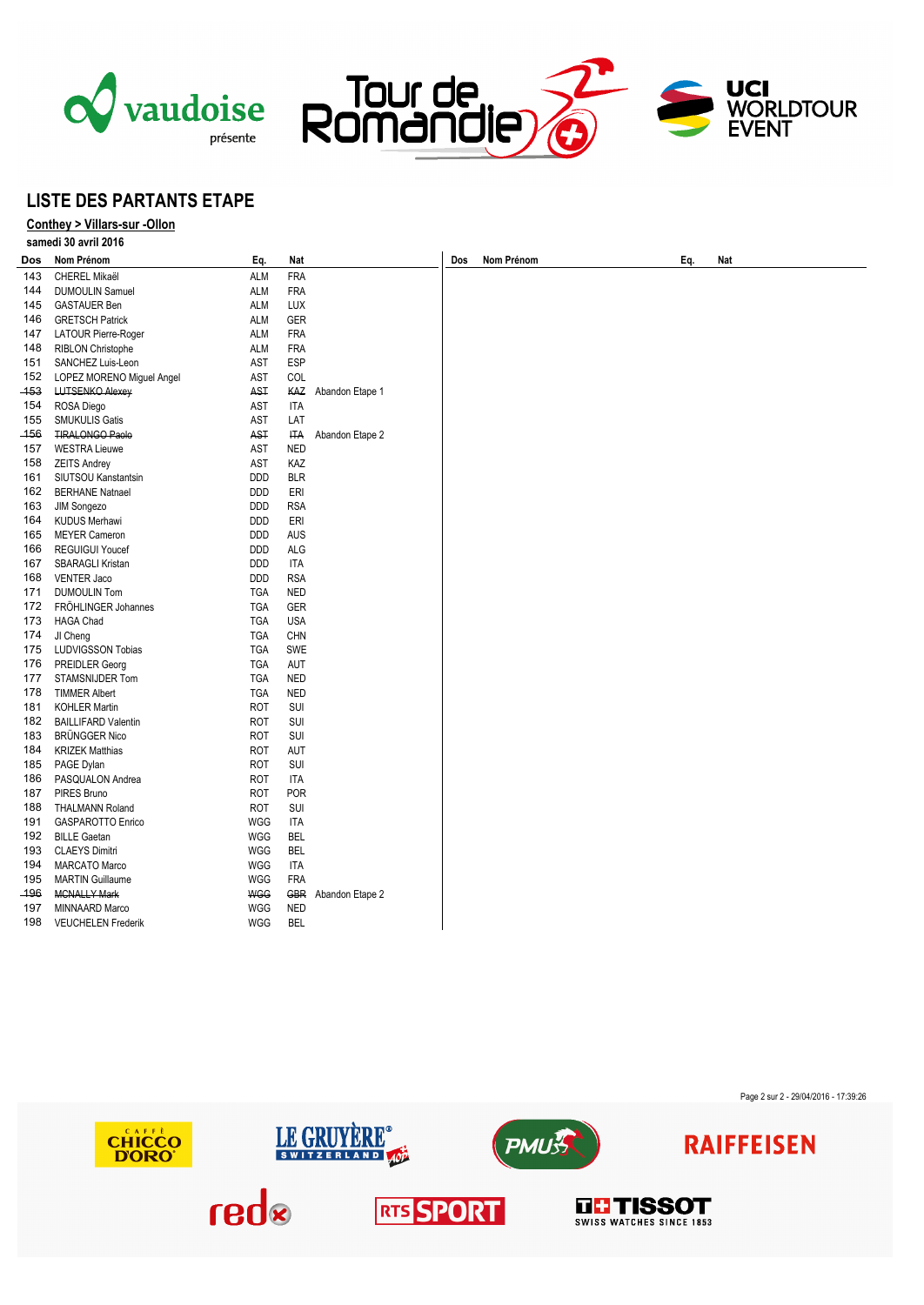## LISTE DES PARTANTS ETAPE

**ContheY > Villars-sur -Ollon**

**samedi 30 avril 2016**

| Dos | Nom Prénom | Eq. | Nat | |
|---|---|---|---|---|
| 143 | CHEREL Mikaël | ALM | FRA | |
| 144 | DUMOULIN Samuel | ALM | FRA | |
| 145 | GASTAUER Ben | ALM | LUX | |
| 146 | GRETSCH Patrick | ALM | GER | |
| 147 | LATOUR Pierre-Roger | ALM | FRA | |
| 148 | RIBLON Christophe | ALM | FRA | |
| 151 | SANCHEZ Luis-Leon | AST | ESP | |
| 152 | LOPEZ MORENO Miguel Angel | AST | COL | |
| ~~153~~ | ~~LUTSENKO Alexey~~ | ~~AST~~ | ~~KAZ~~ | Abandon Etape 1 |
| 154 | ROSA Diego | AST | ITA | |
| 155 | SMUKULIS Gatis | AST | LAT | |
| ~~156~~ | ~~TIRALONGO Paolo~~ | ~~AST~~ | ~~ITA~~ | Abandon Etape 2 |
| 157 | WESTRA Lieuwe | AST | NED | |
| 158 | ZEITS Andrey | AST | KAZ | |
| 161 | SIUTSOU Kanstantsin | DDD | BLR | |
| 162 | BERHANE Natnael | DDD | ERI | |
| 163 | JIM Songezo | DDD | RSA | |
| 164 | KUDUS Merhawi | DDD | ERI | |
| 165 | MEYER Cameron | DDD | AUS | |
| 166 | REGUIGUI Youcef | DDD | ALG | |
| 167 | SBARAGLI Kristan | DDD | ITA | |
| 168 | VENTER Jaco | DDD | RSA | |
| 171 | DUMOULIN Tom | TGA | NED | |
| 172 | FRÖHLINGER Johannes | TGA | GER | |
| 173 | HAGA Chad | TGA | USA | |
| 174 | JI Cheng | TGA | CHN | |
| 175 | LUDVIGSSON Tobias | TGA | SWE | |
| 176 | PREIDLER Georg | TGA | AUT | |
| 177 | STAMSNIJDER Tom | TGA | NED | |
| 178 | TIMMER Albert | TGA | NED | |
| 181 | KOHLER Martin | ROT | SUI | |
| 182 | BAILLIFARD Valentin | ROT | SUI | |
| 183 | BRÜNGGER Nico | ROT | SUI | |
| 184 | KRIZEK Matthias | ROT | AUT | |
| 185 | PAGE Dylan | ROT | SUI | |
| 186 | PASQUALON Andrea | ROT | ITA | |
| 187 | PIRES Bruno | ROT | POR | |
| 188 | THALMANN Roland | ROT | SUI | |
| 191 | GASPAROTTO Enrico | WGG | ITA | |
| 192 | BILLE Gaetan | WGG | BEL | |
| 193 | CLAEYS Dimitri | WGG | BEL | |
| 194 | MARCATO Marco | WGG | ITA | |
| 195 | MARTIN Guillaume | WGG | FRA | |
| ~~196~~ | ~~MCNALLY Mark~~ | ~~WGG~~ | ~~GBR~~ | Abandon Etape 2 |
| 197 | MINNAARD Marco | WGG | NED | |
| 198 | VEUCHELEN Frederik | WGG | BEL | |

| Dos | Nom Prénom | Eq. | Nat |
|---|---|---|---|

29/04/2016 - 17:39:26